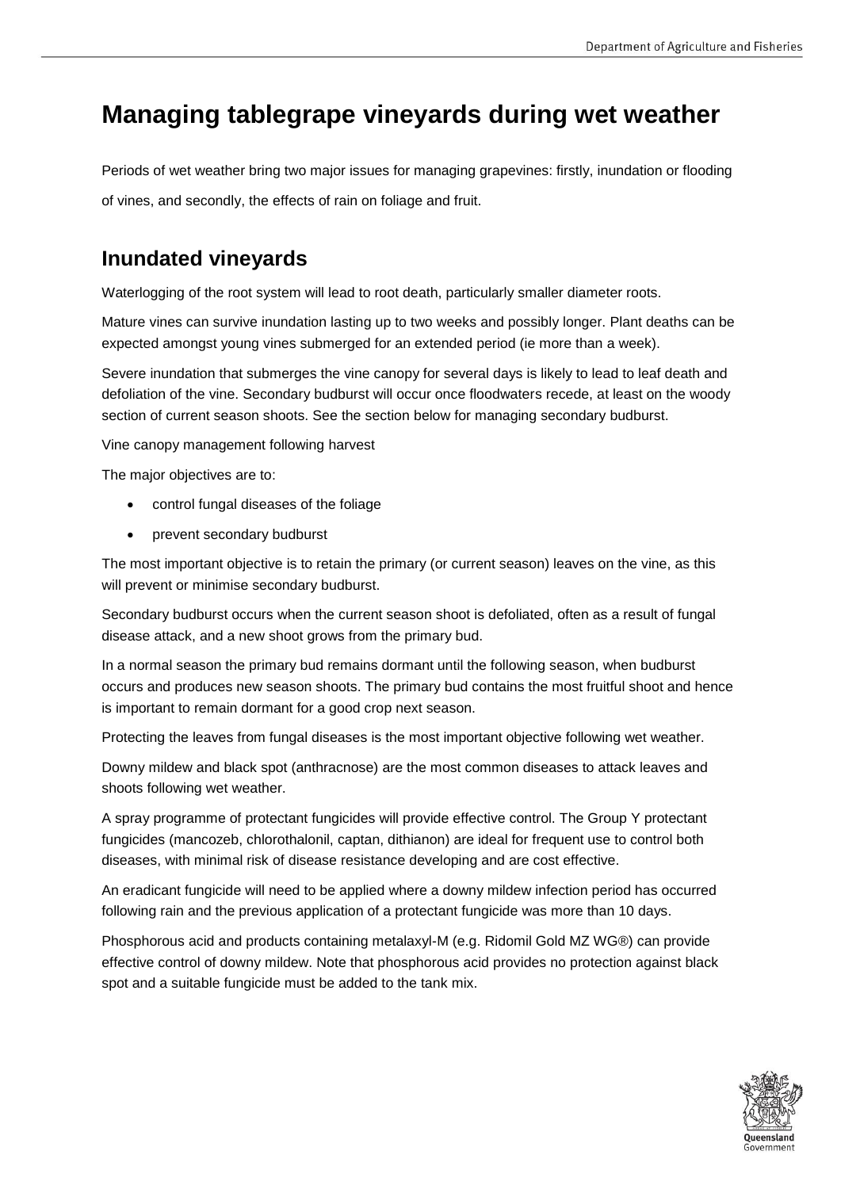# Managing tablegrape vineyards during wet weather

Periods of wet weather bring two major issues for managing grapevines: firstly, inundation or flooding of vines, and secondly, the effects of rain on foliage and fruit.

## Inundated vineyards

Waterlogging of the root system will lead to root death, particularly smaller diameter roots.

Mature vines can survive inundation lasting up to two weeks and possibly longer. Plant deaths can be expected amongst young vines submerged for an extended period (ie more than a week).

Severe inundation that submerges the vine canopy for several days is likely to lead to leaf death and defoliation of the vine. Secondary budburst will occur once floodwaters recede, at least on the woody section of current season shoots. See the section below for managing secondary budburst.

Vine canopy management following harvest

The major objectives are to:

- control fungal diseases of the foliage
- prevent secondary budburst

The most important objective is to retain the primary (or current season) leaves on the vine, as this will prevent or minimise secondary budburst.

Secondary budburst occurs when the current season shoot is defoliated, often as a result of fungal disease attack, and a new shoot grows from the primary bud.

In a normal season the primary bud remains dormant until the following season, when budburst occurs and produces new season shoots. The primary bud contains the most fruitful shoot and hence is important to remain dormant for a good crop next season.

Protecting the leaves from fungal diseases is the most important objective following wet weather.

Downy mildew and black spot (anthracnose) are the most common diseases to attack leaves and shoots following wet weather.

A spray programme of protectant fungicides will provide effective control. The Group Y protectant fungicides (mancozeb, chlorothalonil, captan, dithianon) are ideal for frequent use to control both diseases, with minimal risk of disease resistance developing and are cost effective.

An eradicant fungicide will need to be applied where a downy mildew infection period has occurred following rain and the previous application of a protectant fungicide was more than 10 days.

Phosphorous acid and products containing metalaxyl-M (e.g. Ridomil Gold MZ WG®) can provide effective control of downy mildew. Note that phosphorous acid provides no protection against black spot and a suitable fungicide must be added to the tank mix.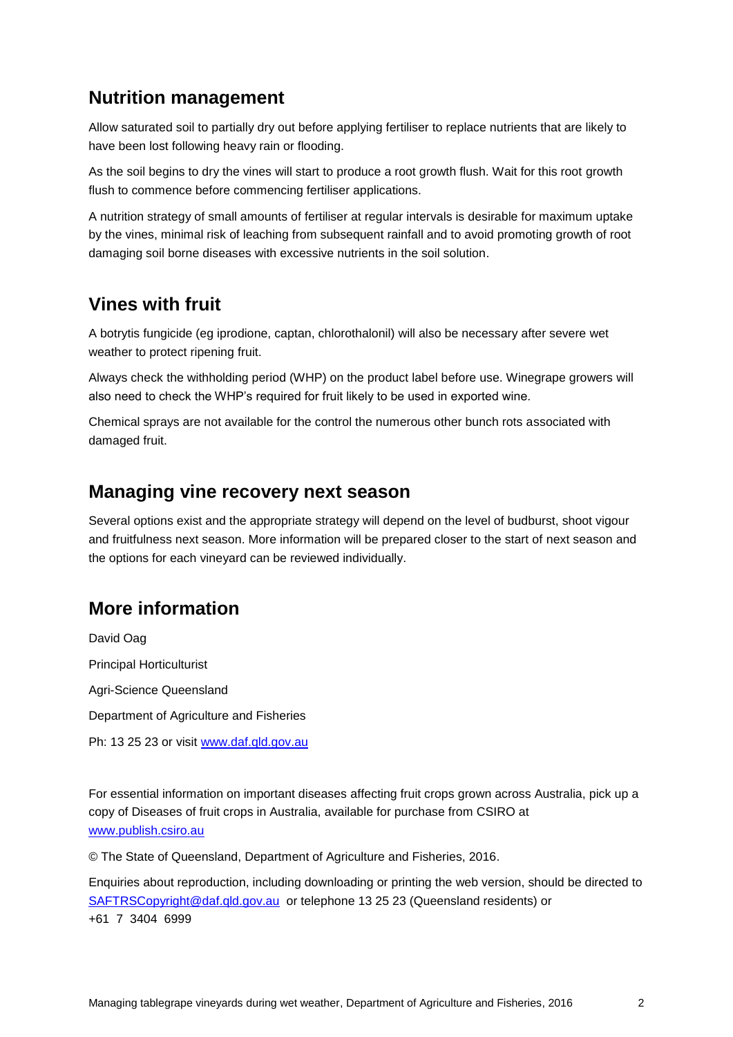## Nutrition management

Allow saturated soil to partially dry out before applying fertiliser to replace nutrients that are likely to have been lost following heavy rain or flooding.

As the soil begins to dry the vines will start to produce a root growth flush. Wait for this root growth flush to commence before commencing fertiliser applications.

A nutrition strategy of small amounts of fertiliser at regular intervals is desirable for maximum uptake by the vines, minimal risk of leaching from subsequent rainfall and to avoid promoting growth of root damaging soil borne diseases with excessive nutrients in the soil solution.

## Vines with fruit

A botrytis fungicide (eg iprodione, captan, chlorothalonil) will also be necessary after severe wet weather to protect ripening fruit.

Always check the withholding period (WHP) on the product label before use. Winegrape growers will also need to check the WHP's required for fruit likely to be used in exported wine.

Chemical sprays are not available for the control the numerous other bunch rots associated with damaged fruit.

## Managing vine recovery next season

Several options exist and the appropriate strategy will depend on the level of budburst, shoot vigour and fruitfulness next season. More information will be prepared closer to the start of next season and the options for each vineyard can be reviewed individually.

## More information

David Oag

Principal Horticulturist

Agri-Science Queensland

Department of Agriculture and Fisheries

Ph: 13 25 23 or visit www.daf.qld.gov.au

For essential information on important diseases affecting fruit crops grown across Australia, pick up a copy of Diseases of fruit crops in Australia, available for purchase from CSIRO at www.publish.csiro.au

© The State of Queensland, Department of Agriculture and Fisheries, 2016.

Enquiries about reproduction, including downloading or printing the web version, should be directed to SAFTRSCopyright@daf.qld.gov.au or telephone 13 25 23 (Queensland residents) or +61 7 3404 6999